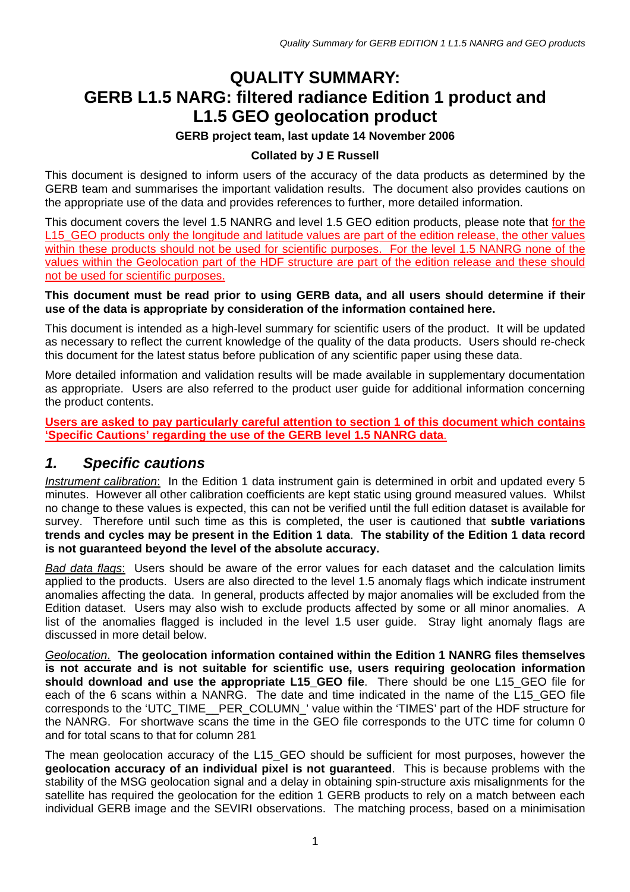# QUALITY SUMMARY:
# GERB L1.5 NARG: filtered radiance Edition 1 product and L1.5 GEO geolocation product

**GERB project team, last update 14 November 2006**

**Collated by J E Russell**

This document is designed to inform users of the accuracy of the data products as determined by the GERB team and summarises the important validation results. The document also provides cautions on the appropriate use of the data and provides references to further, more detailed information.

This document covers the level 1.5 NANRG and level 1.5 GEO edition products, please note that <u>for the L15_GEO products only the longitude and latitude values are part of the edition release, the other values within these products should not be used for scientific purposes. For the level 1.5 NANRG none of the values within the Geolocation part of the HDF structure are part of the edition release and these should not be used for scientific purposes.</u>

**This document must be read prior to using GERB data, and all users should determine if their use of the data is appropriate by consideration of the information contained here.**

This document is intended as a high-level summary for scientific users of the product. It will be updated as necessary to reflect the current knowledge of the quality of the data products. Users should re-check this document for the latest status before publication of any scientific paper using these data.

More detailed information and validation results will be made available in supplementary documentation as appropriate. Users are also referred to the product user guide for additional information concerning the product contents.

<u>**Users are asked to pay particularly careful attention to section 1 of this document which contains 'Specific Cautions' regarding the use of the GERB level 1.5 NANRG data**.</u>

## *1. Specific cautions*

<u>*Instrument calibration*</u>: In the Edition 1 data instrument gain is determined in orbit and updated every 5 minutes. However all other calibration coefficients are kept static using ground measured values. Whilst no change to these values is expected, this can not be verified until the full edition dataset is available for survey. Therefore until such time as this is completed, the user is cautioned that **subtle variations trends and cycles may be present in the Edition 1 data**. **The stability of the Edition 1 data record is not guaranteed beyond the level of the absolute accuracy.**

<u>*Bad data flags*</u>: Users should be aware of the error values for each dataset and the calculation limits applied to the products. Users are also directed to the level 1.5 anomaly flags which indicate instrument anomalies affecting the data. In general, products affected by major anomalies will be excluded from the Edition dataset. Users may also wish to exclude products affected by some or all minor anomalies. A list of the anomalies flagged is included in the level 1.5 user guide. Stray light anomaly flags are discussed in more detail below.

<u>*Geolocation*</u>. **The geolocation information contained within the Edition 1 NANRG files themselves is not accurate and is not suitable for scientific use, users requiring geolocation information should download and use the appropriate L15_GEO file**. There should be one L15_GEO file for each of the 6 scans within a NANRG. The date and time indicated in the name of the L15_GEO file corresponds to the 'UTC_TIME__PER_COLUMN_' value within the 'TIMES' part of the HDF structure for the NANRG. For shortwave scans the time in the GEO file corresponds to the UTC time for column 0 and for total scans to that for column 281

The mean geolocation accuracy of the L15_GEO should be sufficient for most purposes, however the **geolocation accuracy of an individual pixel is not guaranteed**. This is because problems with the stability of the MSG geolocation signal and a delay in obtaining spin-structure axis misalignments for the satellite has required the geolocation for the edition 1 GERB products to rely on a match between each individual GERB image and the SEVIRI observations. The matching process, based on a minimisation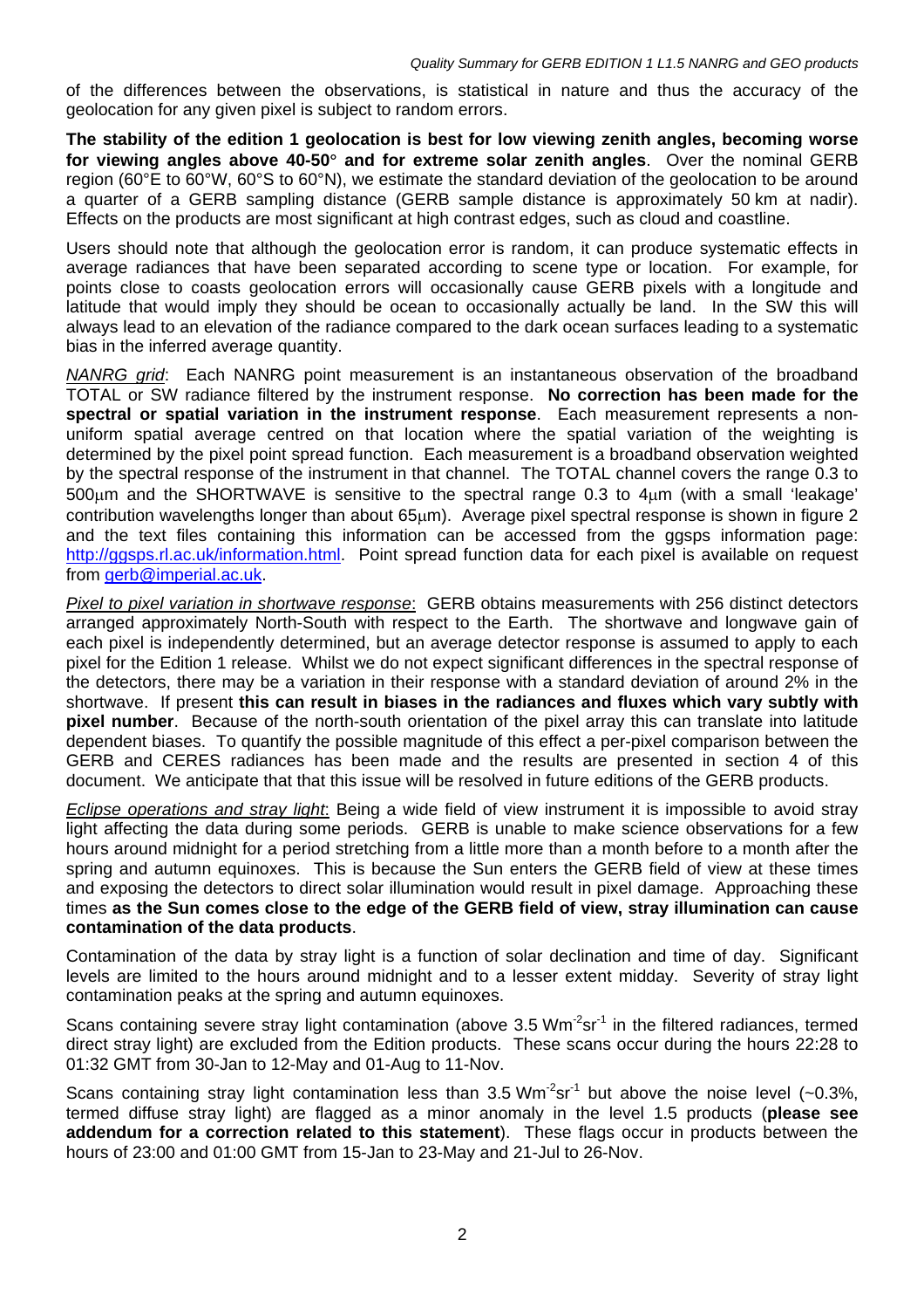of the differences between the observations, is statistical in nature and thus the accuracy of the geolocation for any given pixel is subject to random errors.

**The stability of the edition 1 geolocation is best for low viewing zenith angles, becoming worse for viewing angles above 40-50° and for extreme solar zenith angles**. Over the nominal GERB region (60°E to 60°W, 60°S to 60°N), we estimate the standard deviation of the geolocation to be around a quarter of a GERB sampling distance (GERB sample distance is approximately 50 km at nadir). Effects on the products are most significant at high contrast edges, such as cloud and coastline.

Users should note that although the geolocation error is random, it can produce systematic effects in average radiances that have been separated according to scene type or location. For example, for points close to coasts geolocation errors will occasionally cause GERB pixels with a longitude and latitude that would imply they should be ocean to occasionally actually be land. In the SW this will always lead to an elevation of the radiance compared to the dark ocean surfaces leading to a systematic bias in the inferred average quantity.

_NANRG grid_: Each NANRG point measurement is an instantaneous observation of the broadband TOTAL or SW radiance filtered by the instrument response. **No correction has been made for the spectral or spatial variation in the instrument response**. Each measurement represents a non-uniform spatial average centred on that location where the spatial variation of the weighting is determined by the pixel point spread function. Each measurement is a broadband observation weighted by the spectral response of the instrument in that channel. The TOTAL channel covers the range 0.3 to 500μm and the SHORTWAVE is sensitive to the spectral range 0.3 to 4μm (with a small 'leakage' contribution wavelengths longer than about 65μm). Average pixel spectral response is shown in figure 2 and the text files containing this information can be accessed from the ggsps information page: http://ggsps.rl.ac.uk/information.html. Point spread function data for each pixel is available on request from gerb@imperial.ac.uk.

_Pixel to pixel variation in shortwave response_: GERB obtains measurements with 256 distinct detectors arranged approximately North-South with respect to the Earth. The shortwave and longwave gain of each pixel is independently determined, but an average detector response is assumed to apply to each pixel for the Edition 1 release. Whilst we do not expect significant differences in the spectral response of the detectors, there may be a variation in their response with a standard deviation of around 2% in the shortwave. If present **this can result in biases in the radiances and fluxes which vary subtly with pixel number**. Because of the north-south orientation of the pixel array this can translate into latitude dependent biases. To quantify the possible magnitude of this effect a per-pixel comparison between the GERB and CERES radiances has been made and the results are presented in section 4 of this document. We anticipate that that this issue will be resolved in future editions of the GERB products.

_Eclipse operations and stray light_: Being a wide field of view instrument it is impossible to avoid stray light affecting the data during some periods. GERB is unable to make science observations for a few hours around midnight for a period stretching from a little more than a month before to a month after the spring and autumn equinoxes. This is because the Sun enters the GERB field of view at these times and exposing the detectors to direct solar illumination would result in pixel damage. Approaching these times **as the Sun comes close to the edge of the GERB field of view, stray illumination can cause contamination of the data products**.

Contamination of the data by stray light is a function of solar declination and time of day. Significant levels are limited to the hours around midnight and to a lesser extent midday. Severity of stray light contamination peaks at the spring and autumn equinoxes.

Scans containing severe stray light contamination (above 3.5 $Wm^{-2}sr^{-1}$ in the filtered radiances, termed direct stray light) are excluded from the Edition products. These scans occur during the hours 22:28 to 01:32 GMT from 30-Jan to 12-May and 01-Aug to 11-Nov.

Scans containing stray light contamination less than 3.5 $Wm^{-2}sr^{-1}$ but above the noise level (~0.3%, termed diffuse stray light) are flagged as a minor anomaly in the level 1.5 products (**please see addendum for a correction related to this statement**). These flags occur in products between the hours of 23:00 and 01:00 GMT from 15-Jan to 23-May and 21-Jul to 26-Nov.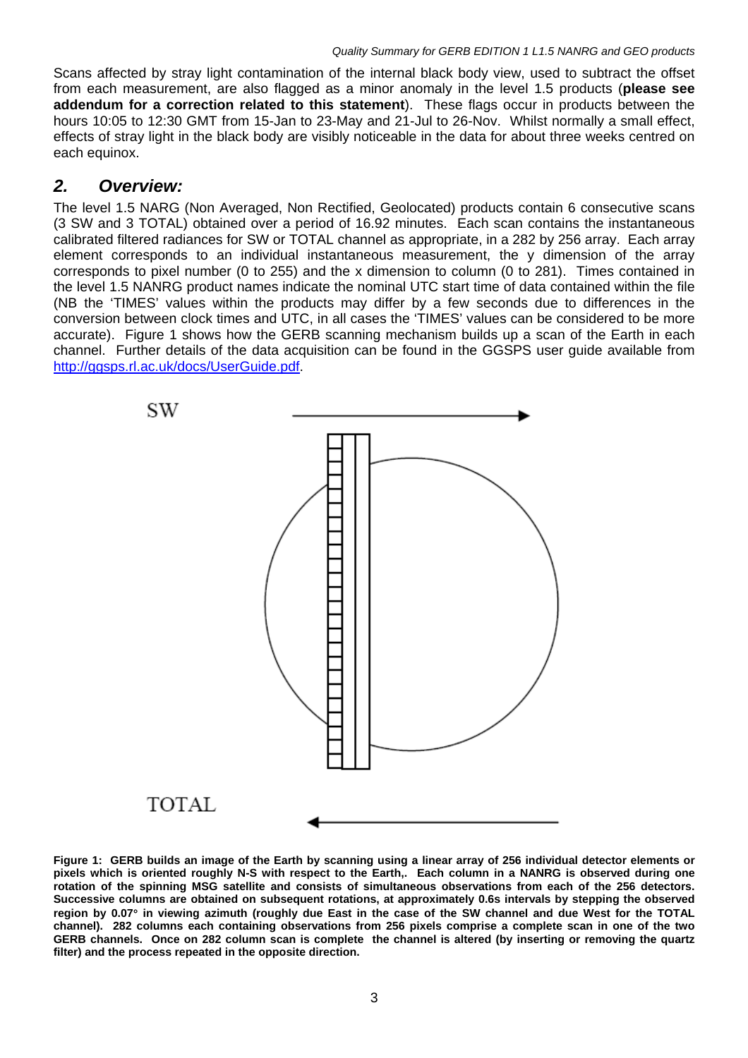Scans affected by stray light contamination of the internal black body view, used to subtract the offset from each measurement, are also flagged as a minor anomaly in the level 1.5 products (**please see addendum for a correction related to this statement**). These flags occur in products between the hours 10:05 to 12:32 GMT from 15-Jan to 23-May and 21-Jul to 26-Nov. Whilst normally a small effect, effects of stray light in the black body are visibly noticeable in the data for about three weeks centred on each equinox.

## *2. Overview:*

The level 1.5 NARG (Non Averaged, Non Rectified, Geolocated) products contain 6 consecutive scans (3 SW and 3 TOTAL) obtained over a period of 16.92 minutes. Each scan contains the instantaneous calibrated filtered radiances for SW or TOTAL channel as appropriate, in a 282 by 256 array. Each array element corresponds to an individual instantaneous measurement, the y dimension of the array corresponds to pixel number (0 to 255) and the x dimension to column (0 to 281). Times contained in the level 1.5 NANRG product names indicate the nominal UTC start time of data contained within the file (NB the 'TIMES' values within the products may differ by a few seconds due to differences in the conversion between clock times and UTC, in all cases the 'TIMES' values can be considered to be more accurate). Figure 1 shows how the GERB scanning mechanism builds up a scan of the Earth in each channel. Further details of the data acquisition can be found in the GGSPS user guide available from http://ggsps.rl.ac.uk/docs/UserGuide.pdf.

SW

TOTAL

**Figure 1: GERB builds an image of the Earth by scanning using a linear array of 256 individual detector elements or pixels which is oriented roughly N-S with respect to the Earth,. Each column in a NANRG is observed during one rotation of the spinning MSG satellite and consists of simultaneous observations from each of the 256 detectors. Successive columns are obtained on subsequent rotations, at approximately 0.6s intervals by stepping the observed region by 0.07° in viewing azimuth (roughly due East in the case of the SW channel and due West for the TOTAL channel). 282 columns each containing observations from 256 pixels comprise a complete scan in one of the two GERB channels. Once on 282 column scan is complete the channel is altered (by inserting or removing the quartz filter) and the process repeated in the opposite direction.**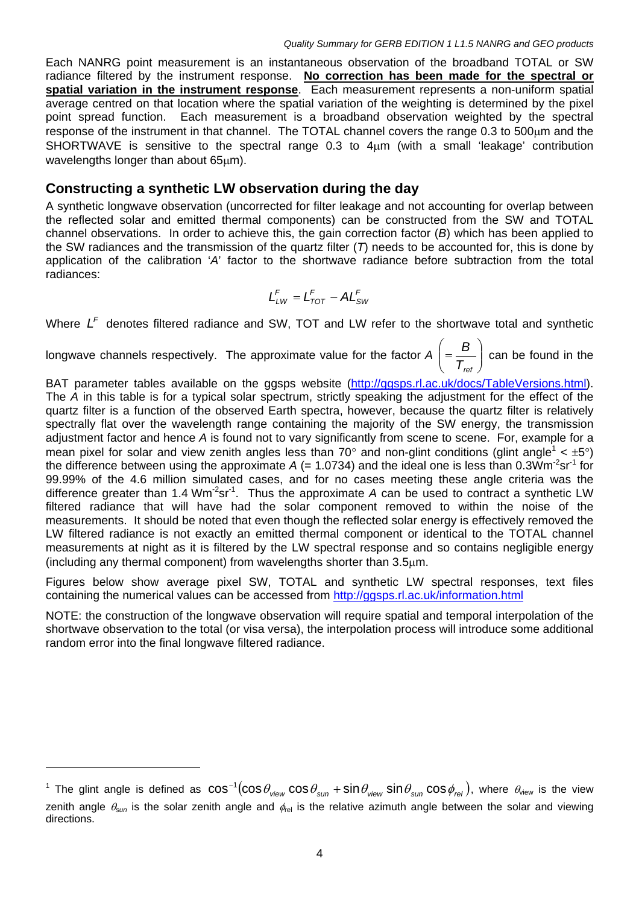Each NANRG point measurement is an instantaneous observation of the broadband TOTAL or SW radiance filtered by the instrument response. **No correction has been made for the spectral or spatial variation in the instrument response**. Each measurement represents a non-uniform spatial average centred on that location where the spatial variation of the weighting is determined by the pixel point spread function. Each measurement is a broadband observation weighted by the spectral response of the instrument in that channel. The TOTAL channel covers the range 0.3 to 500μm and the SHORTWAVE is sensitive to the spectral range 0.3 to 4μm (with a small 'leakage' contribution wavelengths longer than about 65μm).

## Constructing a synthetic LW observation during the day

A synthetic longwave observation (uncorrected for filter leakage and not accounting for overlap between the reflected solar and emitted thermal components) can be constructed from the SW and TOTAL channel observations. In order to achieve this, the gain correction factor (*B*) which has been applied to the SW radiances and the transmission of the quartz filter (*T*) needs to be accounted for, this is done by application of the calibration '*A*' factor to the shortwave radiance before subtraction from the total radiances:

$$L^F_{LW} = L^F_{TOT} - AL^F_{SW}$$

Where $L^F$ denotes filtered radiance and SW, TOT and LW refer to the shortwave total and synthetic longwave channels respectively. The approximate value for the factor $A \left(= \frac{B}{T_{ref}}\right)$ can be found in the BAT parameter tables available on the ggsps website (http://ggsps.rl.ac.uk/docs/TableVersions.html). The *A* in this table is for a typical solar spectrum, strictly speaking the adjustment for the effect of the quartz filter is a function of the observed Earth spectra, however, because the quartz filter is relatively spectrally flat over the wavelength range containing the majority of the SW energy, the transmission adjustment factor and hence *A* is found not to vary significantly from scene to scene. For, example for a mean pixel for solar and view zenith angles less than 70° and non-glint conditions (glint angle[1] < ±5°) the difference between using the approximate *A* (= 1.0734) and the ideal one is less than 0.3Wm$^{-2}$sr$^{-1}$ for 99.99% of the 4.6 million simulated cases, and for no cases meeting these angle criteria was the difference greater than 1.4 Wm$^{-2}$sr$^{-1}$. Thus the approximate *A* can be used to contract a synthetic LW filtered radiance that will have had the solar component removed to within the noise of the measurements. It should be noted that even though the reflected solar energy is effectively removed the LW filtered radiance is not exactly an emitted thermal component or identical to the TOTAL channel measurements at night as it is filtered by the LW spectral response and so contains negligible energy (including any thermal component) from wavelengths shorter than 3.5μm.

Figures below show average pixel SW, TOTAL and synthetic LW spectral responses, text files containing the numerical values can be accessed from http://ggsps.rl.ac.uk/information.html

NOTE: the construction of the longwave observation will require spatial and temporal interpolation of the shortwave observation to the total (or visa versa), the interpolation process will introduce some additional random error into the final longwave filtered radiance.

---

[1] The glint angle is defined as $\cos^{-1}(\cos\theta_{view}\cos\theta_{sun} + \sin\theta_{view}\sin\theta_{sun}\cos\phi_{rel})$, where $\theta_{view}$ is the view zenith angle $\theta_{sun}$ is the solar zenith angle and $\phi_{rel}$ is the relative azimuth angle between the solar and viewing directions.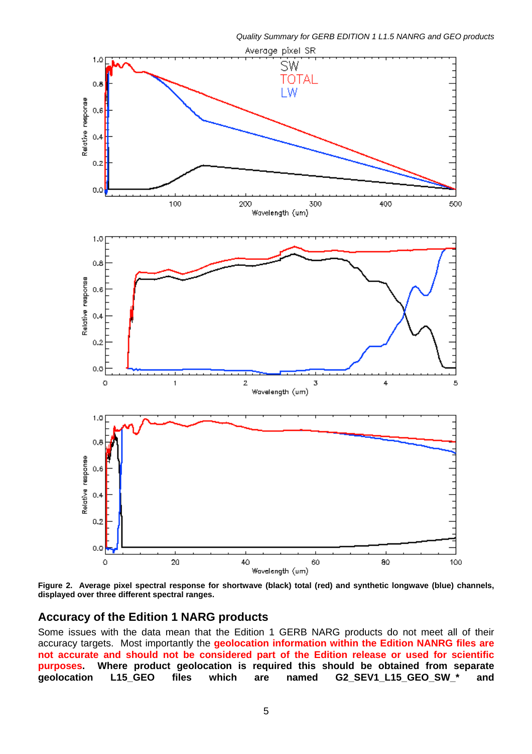**Figure 2. Average pixel spectral response for shortwave (black) total (red) and synthetic longwave (blue) channels, displayed over three different spectral ranges.**

## Accuracy of the Edition 1 NARG products

Some issues with the data mean that the Edition 1 GERB NARG products do not meet all of their accuracy targets. Most importantly the **geolocation information within the Edition NANRG files are not accurate and should not be considered part of the Edition release or used for scientific purposes**. **Where product geolocation is required this should be obtained from separate geolocation L15_GEO files which are named G2_SEV1_L15_GEO_SW_* and**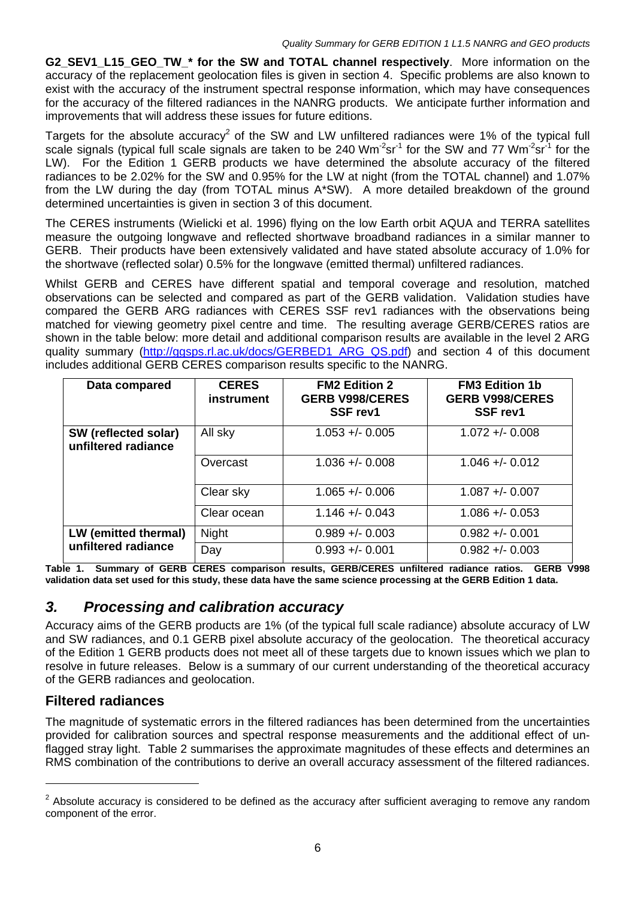**G2_SEV1_L15_GEO_TW_* for the SW and TOTAL channel respectively**. More information on the accuracy of the replacement geolocation files is given in section 4. Specific problems are also known to exist with the accuracy of the instrument spectral response information, which may have consequences for the accuracy of the filtered radiances in the NANRG products. We anticipate further information and improvements that will address these issues for future editions.

Targets for the absolute accuracy[2] of the SW and LW unfiltered radiances were 1% of the typical full scale signals (typical full scale signals are taken to be 240 $Wm^{-2}sr^{-1}$ for the SW and 77 $Wm^{-2}sr^{-1}$ for the LW). For the Edition 1 GERB products we have determined the absolute accuracy of the filtered radiances to be 2.02% for the SW and 0.95% for the LW at night (from the TOTAL channel) and 1.07% from the LW during the day (from TOTAL minus A*SW). A more detailed breakdown of the ground determined uncertainties is given in section 3 of this document.

The CERES instruments (Wielicki et al. 1996) flying on the low Earth orbit AQUA and TERRA satellites measure the outgoing longwave and reflected shortwave broadband radiances in a similar manner to GERB. Their products have been extensively validated and have stated absolute accuracy of 1.0% for the shortwave (reflected solar) 0.5% for the longwave (emitted thermal) unfiltered radiances.

Whilst GERB and CERES have different spatial and temporal coverage and resolution, matched observations can be selected and compared as part of the GERB validation. Validation studies have compared the GERB ARG radiances with CERES SSF rev1 radiances with the observations being matched for viewing geometry pixel centre and time. The resulting average GERB/CERES ratios are shown in the table below: more detail and additional comparison results are available in the level 2 ARG quality summary (http://ggsps.rl.ac.uk/docs/GERBED1_ARG_QS.pdf) and section 4 of this document includes additional GERB CERES comparison results specific to the NANRG.

| Data compared | CERES instrument | FM2 Edition 2 GERB V998/CERES SSF rev1 | FM3 Edition 1b GERB V998/CERES SSF rev1 |
|---|---|---|---|
| SW (reflected solar) unfiltered radiance | All sky | 1.053 +/- 0.005 | 1.072 +/- 0.008 |
| | Overcast | 1.036 +/- 0.008 | 1.046 +/- 0.012 |
| | Clear sky | 1.065 +/- 0.006 | 1.087 +/- 0.007 |
| | Clear ocean | 1.146 +/- 0.043 | 1.086 +/- 0.053 |
| LW (emitted thermal) unfiltered radiance | Night | 0.989 +/- 0.003 | 0.982 +/- 0.001 |
| | Day | 0.993 +/- 0.001 | 0.982 +/- 0.003 |

**Table 1. Summary of GERB CERES comparison results, GERB/CERES unfiltered radiance ratios. GERB V998 validation data set used for this study, these data have the same science processing at the GERB Edition 1 data.**

## *3. Processing and calibration accuracy*

Accuracy aims of the GERB products are 1% (of the typical full scale radiance) absolute accuracy of LW and SW radiances, and 0.1 GERB pixel absolute accuracy of the geolocation. The theoretical accuracy of the Edition 1 GERB products does not meet all of these targets due to known issues which we plan to resolve in future releases. Below is a summary of our current understanding of the theoretical accuracy of the GERB radiances and geolocation.

### Filtered radiances

The magnitude of systematic errors in the filtered radiances has been determined from the uncertainties provided for calibration sources and spectral response measurements and the additional effect of un-flagged stray light. Table 2 summarises the approximate magnitudes of these effects and determines an RMS combination of the contributions to derive an overall accuracy assessment of the filtered radiances.

[2] Absolute accuracy is considered to be defined as the accuracy after sufficient averaging to remove any random component of the error.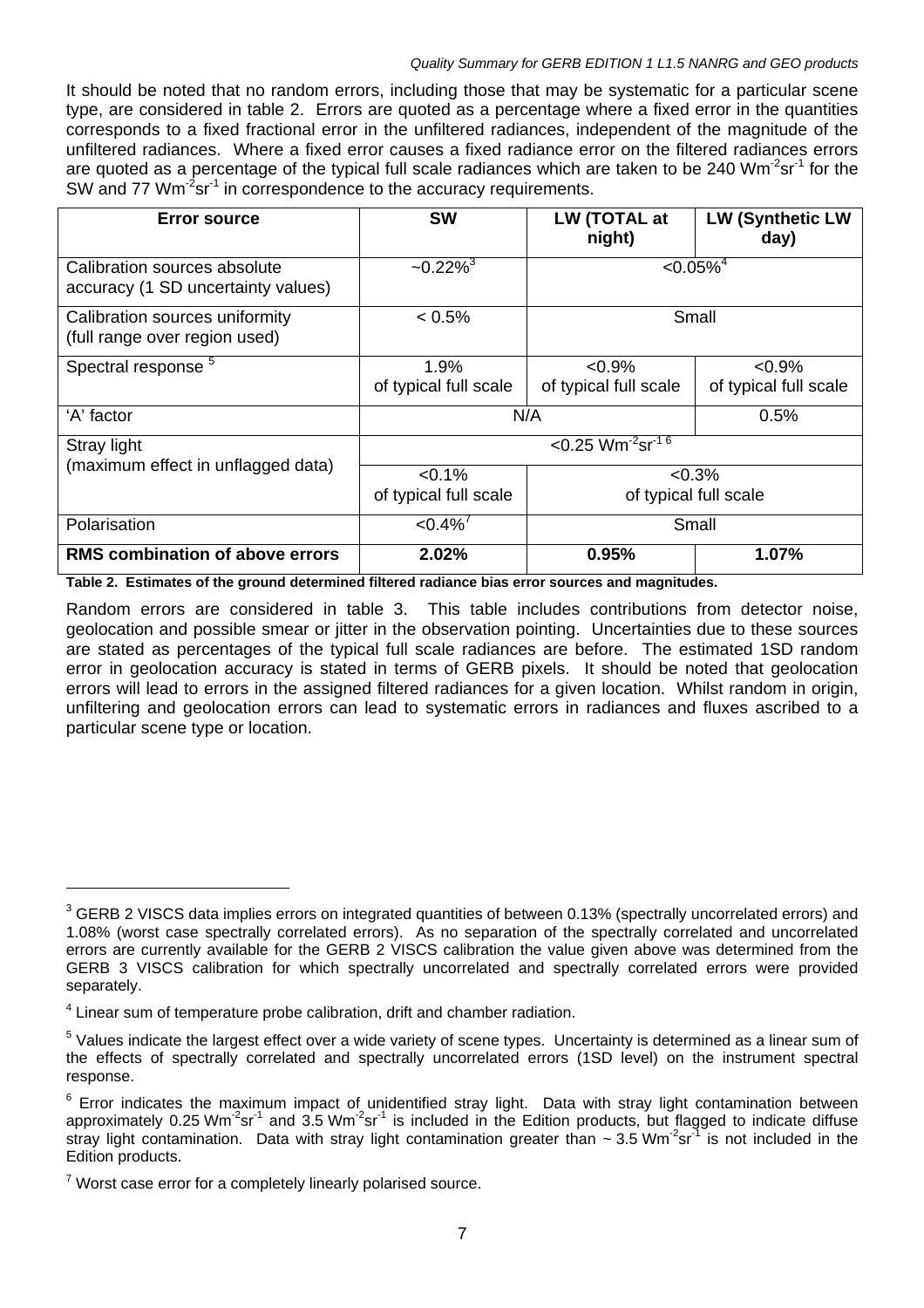It should be noted that no random errors, including those that may be systematic for a particular scene type, are considered in table 2. Errors are quoted as a percentage where a fixed error in the quantities corresponds to a fixed fractional error in the unfiltered radiances, independent of the magnitude of the unfiltered radiances. Where a fixed error causes a fixed radiance error on the filtered radiances errors are quoted as a percentage of the typical full scale radiances which are taken to be 240 $Wm^{-2}sr^{-1}$ for the SW and 77 $Wm^{-2}sr^{-1}$ in correspondence to the accuracy requirements.

| Error source | SW | LW (TOTAL at night) | LW (Synthetic LW day) |
|---|---|---|---|
| Calibration sources absolute accuracy (1 SD uncertainty values) | ~0.22%[3] | <0.05%[4] | |
| Calibration sources uniformity (full range over region used) | < 0.5% | Small | |
| Spectral response [5] | 1.9% of typical full scale | <0.9% of typical full scale | <0.9% of typical full scale |
| 'A' factor | N/A | | 0.5% |
| Stray light (maximum effect in unflagged data) | <0.25 $Wm^{-2}sr^{-1}$ [6] | | |
| | <0.1% of typical full scale | <0.3% of typical full scale | |
| Polarisation | <0.4%[7] | Small | |
| **RMS combination of above errors** | **2.02%** | **0.95%** | **1.07%** |

**Table 2. Estimates of the ground determined filtered radiance bias error sources and magnitudes.**

Random errors are considered in table 3. This table includes contributions from detector noise, geolocation and possible smear or jitter in the observation pointing. Uncertainties due to these sources are stated as percentages of the typical full scale radiances are before. The estimated 1SD random error in geolocation accuracy is stated in terms of GERB pixels. It should be noted that geolocation errors will lead to errors in the assigned filtered radiances for a given location. Whilst random in origin, unfiltering and geolocation errors can lead to systematic errors in radiances and fluxes ascribed to a particular scene type or location.

---

[3] GERB 2 VISCS data implies errors on integrated quantities of between 0.13% (spectrally uncorrelated errors) and 1.08% (worst case spectrally correlated errors). As no separation of the spectrally correlated and uncorrelated errors are currently available for the GERB 2 VISCS calibration the value given above was determined from the GERB 3 VISCS calibration for which spectrally uncorrelated and spectrally correlated errors were provided separately.

[4] Linear sum of temperature probe calibration, drift and chamber radiation.

[5] Values indicate the largest effect over a wide variety of scene types. Uncertainty is determined as a linear sum of the effects of spectrally correlated and spectrally uncorrelated errors (1SD level) on the instrument spectral response.

[6] Error indicates the maximum impact of unidentified stray light. Data with stray light contamination between approximately 0.25 $Wm^{-2}sr^{-1}$ and 3.5 $Wm^{-2}sr^{-1}$ is included in the Edition products, but flagged to indicate diffuse stray light contamination. Data with stray light contamination greater than ~ 3.5 $Wm^{-2}sr^{-1}$ is not included in the Edition products.

[7] Worst case error for a completely linearly polarised source.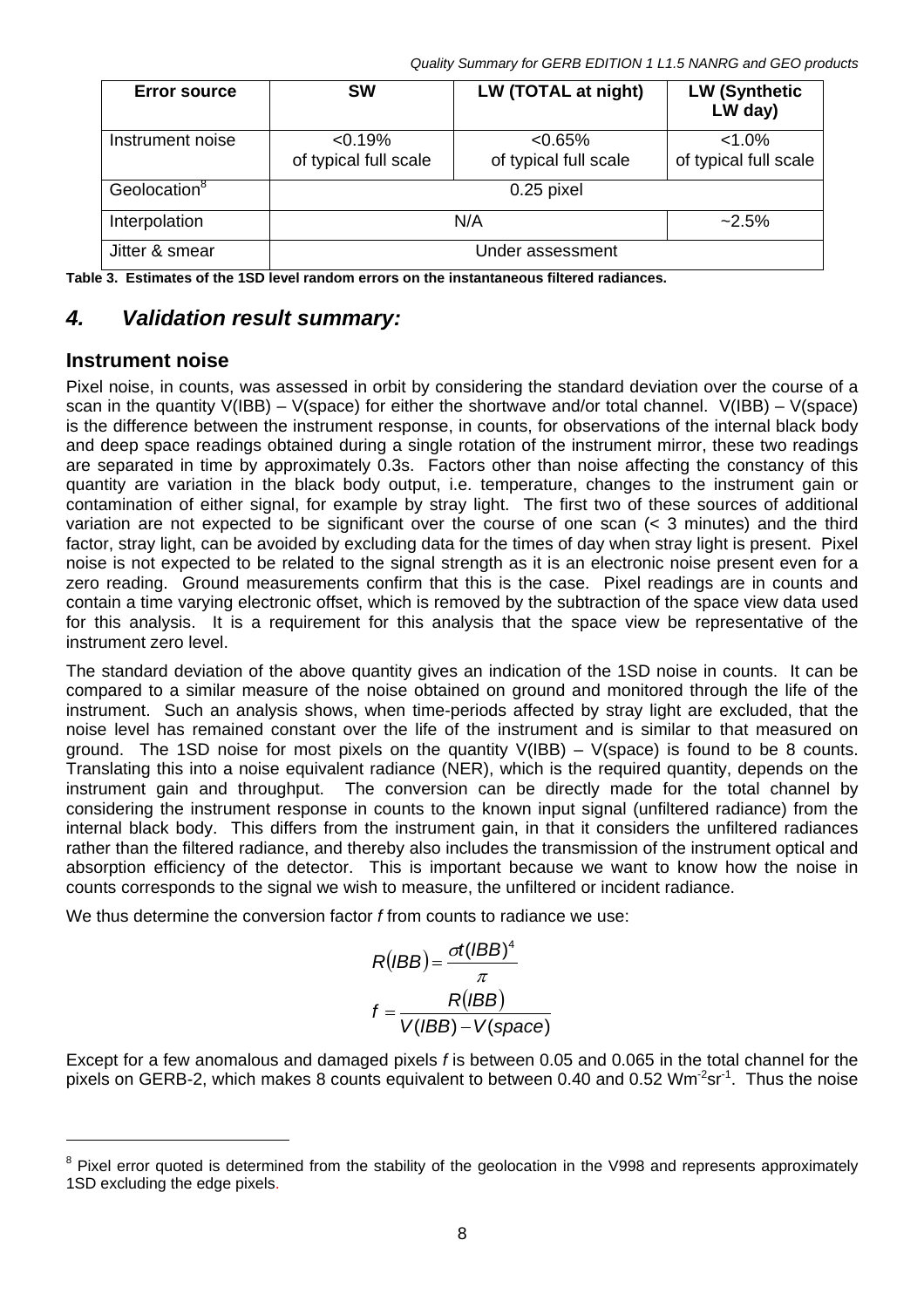| Error source | SW | LW (TOTAL at night) | LW (Synthetic LW day) |
|---|---|---|---|
| Instrument noise | <0.19% of typical full scale | <0.65% of typical full scale | <1.0% of typical full scale |
| Geolocation[8] | 0.25 pixel | | |
| Interpolation | N/A | | ~2.5% |
| Jitter & smear | Under assessment | | |

**Table 3. Estimates of the 1SD level random errors on the instantaneous filtered radiances.**

## *4. Validation result summary:*

### Instrument noise

Pixel noise, in counts, was assessed in orbit by considering the standard deviation over the course of a scan in the quantity V(IBB) – V(space) for either the shortwave and/or total channel. V(IBB) – V(space) is the difference between the instrument response, in counts, for observations of the internal black body and deep space readings obtained during a single rotation of the instrument mirror, these two readings are separated in time by approximately 0.3s. Factors other than noise affecting the constancy of this quantity are variation in the black body output, i.e. temperature, changes to the instrument gain or contamination of either signal, for example by stray light. The first two of these sources of additional variation are not expected to be significant over the course of one scan (< 3 minutes) and the third factor, stray light, can be avoided by excluding data for the times of day when stray light is present. Pixel noise is not expected to be related to the signal strength as it is an electronic noise present even for a zero reading. Ground measurements confirm that this is the case. Pixel readings are in counts and contain a time varying electronic offset, which is removed by the subtraction of the space view data used for this analysis. It is a requirement for this analysis that the space view be representative of the instrument zero level.

The standard deviation of the above quantity gives an indication of the 1SD noise in counts. It can be compared to a similar measure of the noise obtained on ground and monitored through the life of the instrument. Such an analysis shows, when time-periods affected by stray light are excluded, that the noise level has remained constant over the life of the instrument and is similar to that measured on ground. The 1SD noise for most pixels on the quantity V(IBB) – V(space) is found to be 8 counts. Translating this into a noise equivalent radiance (NER), which is the required quantity, depends on the instrument gain and throughput. The conversion can be directly made for the total channel by considering the instrument response in counts to the known input signal (unfiltered radiance) from the internal black body. This differs from the instrument gain, in that it considers the unfiltered radiances rather than the filtered radiance, and thereby also includes the transmission of the instrument optical and absorption efficiency of the detector. This is important because we want to know how the noise in counts corresponds to the signal we wish to measure, the unfiltered or incident radiance.

We thus determine the conversion factor *f* from counts to radiance we use:

$$R(IBB) = \frac{\sigma t(IBB)^4}{\pi}$$

$$f = \frac{R(IBB)}{V(IBB) - V(space)}$$

Except for a few anomalous and damaged pixels *f* is between 0.05 and 0.065 in the total channel for the pixels on GERB-2, which makes 8 counts equivalent to between 0.40 and 0.52 $Wm^{-2}sr^{-1}$. Thus the noise

[8] Pixel error quoted is determined from the stability of the geolocation in the V998 and represents approximately 1SD excluding the edge pixels.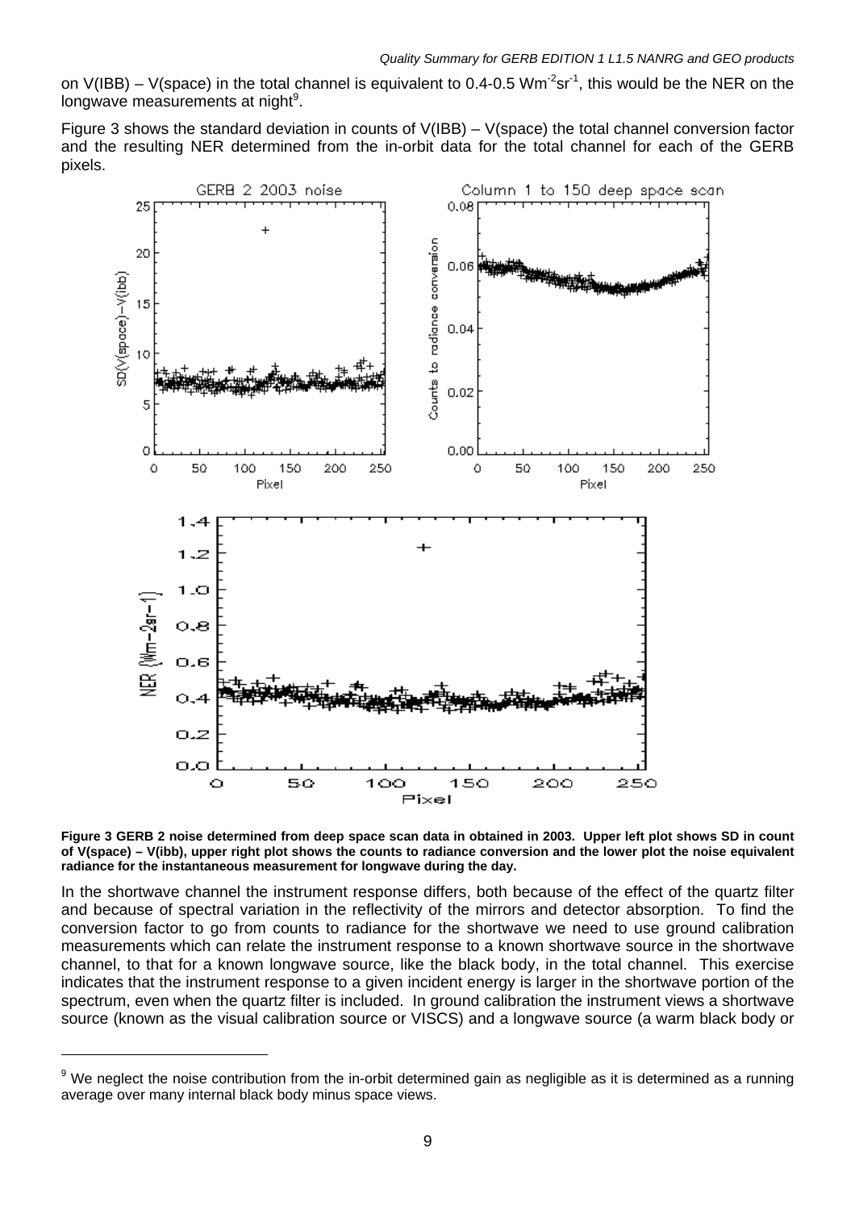on V(IBB) – V(space) in the total channel is equivalent to 0.4-0.5 $Wm^{-2}sr^{-1}$, this would be the NER on the longwave measurements at night[9].

Figure 3 shows the standard deviation in counts of V(IBB) – V(space) the total channel conversion factor and the resulting NER determined from the in-orbit data for the total channel for each of the GERB pixels.

**Figure 3 GERB 2 noise determined from deep space scan data in obtained in 2003. Upper left plot shows SD in count of V(space) – V(ibb), upper right plot shows the counts to radiance conversion and the lower plot the noise equivalent radiance for the instantaneous measurement for longwave during the day.**

In the shortwave channel the instrument response differs, both because of the effect of the quartz filter and because of spectral variation in the reflectivity of the mirrors and detector absorption. To find the conversion factor to go from counts to radiance for the shortwave we need to use ground calibration measurements which can relate the instrument response to a known shortwave source in the shortwave channel, to that for a known longwave source, like the black body, in the total channel. This exercise indicates that the instrument response to a given incident energy is larger in the shortwave portion of the spectrum, even when the quartz filter is included. In ground calibration the instrument views a shortwave source (known as the visual calibration source or VISCS) and a longwave source (a warm black body or

[9] We neglect the noise contribution from the in-orbit determined gain as negligible as it is determined as a running average over many internal black body minus space views.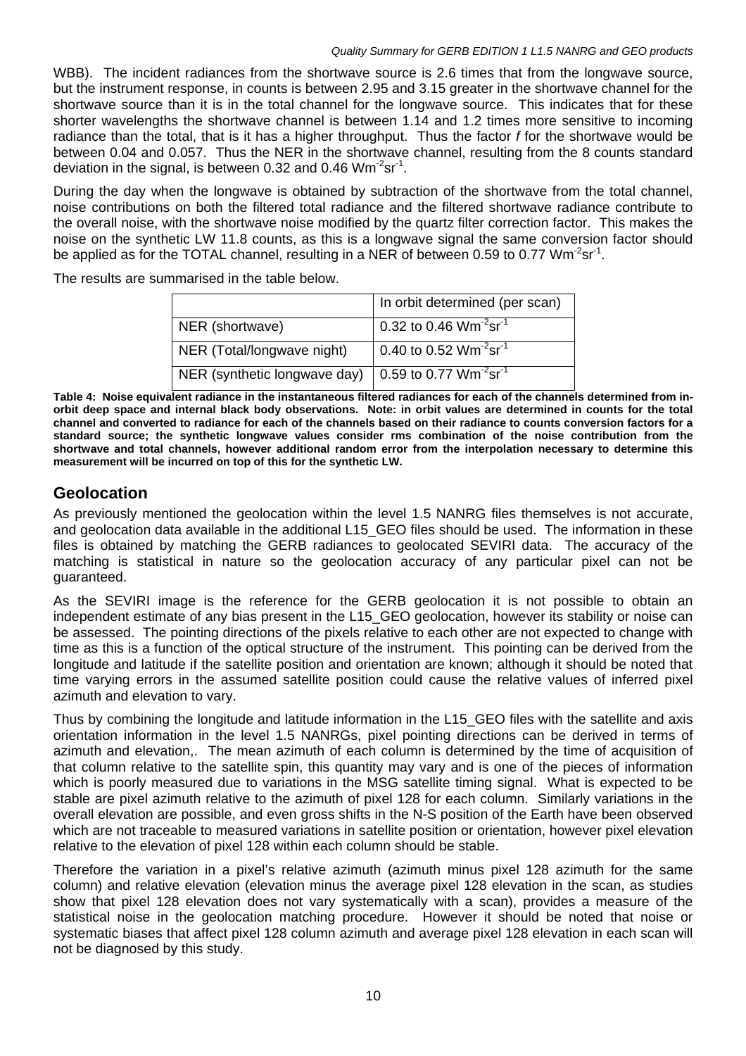WBB). The incident radiances from the shortwave source is 2.6 times that from the longwave source, but the instrument response, in counts is between 2.95 and 3.15 greater in the shortwave channel for the shortwave source than it is in the total channel for the longwave source. This indicates that for these shorter wavelengths the shortwave channel is between 1.14 and 1.2 times more sensitive to incoming radiance than the total, that is it has a higher throughput. Thus the factor *f* for the shortwave would be between 0.04 and 0.057. Thus the NER in the shortwave channel, resulting from the 8 counts standard deviation in the signal, is between 0.32 and 0.46 $Wm^{-2}sr^{-1}$.

During the day when the longwave is obtained by subtraction of the shortwave from the total channel, noise contributions on both the filtered total radiance and the filtered shortwave radiance contribute to the overall noise, with the shortwave noise modified by the quartz filter correction factor. This makes the noise on the synthetic LW 11.8 counts, as this is a longwave signal the same conversion factor should be applied as for the TOTAL channel, resulting in a NER of between 0.59 to 0.77 $Wm^{-2}sr^{-1}$.

The results are summarised in the table below.

| | In orbit determined (per scan) |
|---|---|
| NER (shortwave) | 0.32 to 0.46 $Wm^{-2}sr^{-1}$ |
| NER (Total/longwave night) | 0.40 to 0.52 $Wm^{-2}sr^{-1}$ |
| NER (synthetic longwave day) | 0.59 to 0.77 $Wm^{-2}sr^{-1}$ |

**Table 4: Noise equivalent radiance in the instantaneous filtered radiances for each of the channels determined from in-orbit deep space and internal black body observations. Note: in orbit values are determined in counts for the total channel and converted to radiance for each of the channels based on their radiance to counts conversion factors for a standard source; the synthetic longwave values consider rms combination of the noise contribution from the shortwave and total channels, however additional random error from the interpolation necessary to determine this measurement will be incurred on top of this for the synthetic LW.**

## Geolocation

As previously mentioned the geolocation within the level 1.5 NANRG files themselves is not accurate, and geolocation data available in the additional L15_GEO files should be used. The information in these files is obtained by matching the GERB radiances to geolocated SEVIRI data. The accuracy of the matching is statistical in nature so the geolocation accuracy of any particular pixel can not be guaranteed.

As the SEVIRI image is the reference for the GERB geolocation it is not possible to obtain an independent estimate of any bias present in the L15_GEO geolocation, however its stability or noise can be assessed. The pointing directions of the pixels relative to each other are not expected to change with time as this is a function of the optical structure of the instrument. This pointing can be derived from the longitude and latitude if the satellite position and orientation are known; although it should be noted that time varying errors in the assumed satellite position could cause the relative values of inferred pixel azimuth and elevation to vary.

Thus by combining the longitude and latitude information in the L15_GEO files with the satellite and axis orientation information in the level 1.5 NANRGs, pixel pointing directions can be derived in terms of azimuth and elevation,. The mean azimuth of each column is determined by the time of acquisition of that column relative to the satellite spin, this quantity may vary and is one of the pieces of information which is poorly measured due to variations in the MSG satellite timing signal. What is expected to be stable are pixel azimuth relative to the azimuth of pixel 128 for each column. Similarly variations in the overall elevation are possible, and even gross shifts in the N-S position of the Earth have been observed which are not traceable to measured variations in satellite position or orientation, however pixel elevation relative to the elevation of pixel 128 within each column should be stable.

Therefore the variation in a pixel's relative azimuth (azimuth minus pixel 128 azimuth for the same column) and relative elevation (elevation minus the average pixel 128 elevation in the scan, as studies show that pixel 128 elevation does not vary systematically with a scan), provides a measure of the statistical noise in the geolocation matching procedure. However it should be noted that noise or systematic biases that affect pixel 128 column azimuth and average pixel 128 elevation in each scan will not be diagnosed by this study.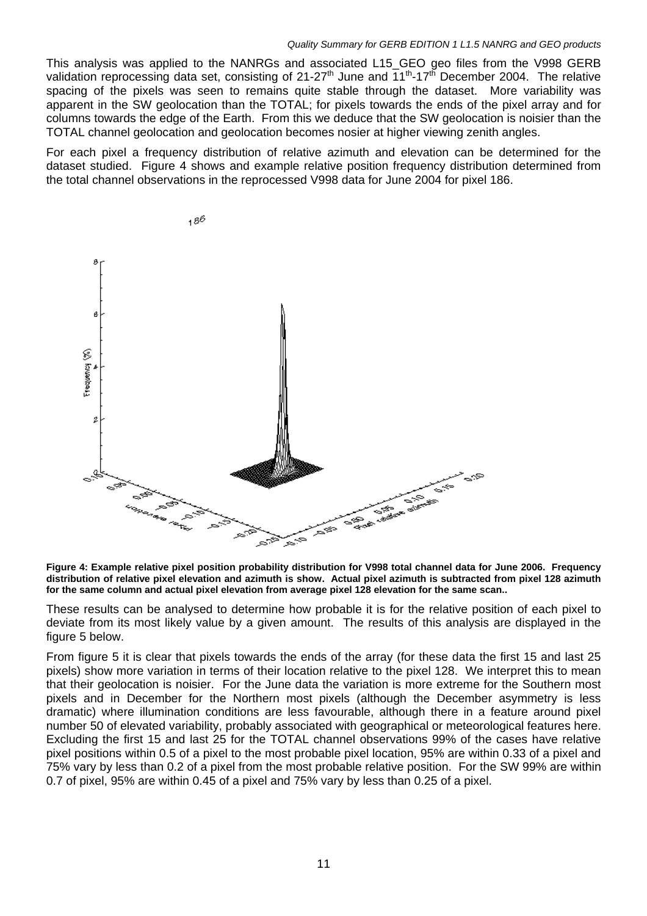This analysis was applied to the NANRGs and associated L15_GEO geo files from the V998 GERB validation reprocessing data set, consisting of 21-27[th] June and 11[th]-17[th] December 2004. The relative spacing of the pixels was seen to remains quite stable through the dataset. More variability was apparent in the SW geolocation than the TOTAL; for pixels towards the ends of the pixel array and for columns towards the edge of the Earth. From this we deduce that the SW geolocation is noisier than the TOTAL channel geolocation and geolocation becomes nosier at higher viewing zenith angles.

For each pixel a frequency distribution of relative azimuth and elevation can be determined for the dataset studied. Figure 4 shows and example relative position frequency distribution determined from the total channel observations in the reprocessed V998 data for June 2004 for pixel 186.

**Figure 4: Example relative pixel position probability distribution for V998 total channel data for June 2006. Frequency distribution of relative pixel elevation and azimuth is show. Actual pixel azimuth is subtracted from pixel 128 azimuth for the same column and actual pixel elevation from average pixel 128 elevation for the same scan..**

These results can be analysed to determine how probable it is for the relative position of each pixel to deviate from its most likely value by a given amount. The results of this analysis are displayed in the figure 5 below.

From figure 5 it is clear that pixels towards the ends of the array (for these data the first 15 and last 25 pixels) show more variation in terms of their location relative to the pixel 128. We interpret this to mean that their geolocation is noisier. For the June data the variation is more extreme for the Southern most pixels and in December for the Northern most pixels (although the December asymmetry is less dramatic) where illumination conditions are less favourable, although there in a feature around pixel number 50 of elevated variability, probably associated with geographical or meteorological features here. Excluding the first 15 and last 25 for the TOTAL channel observations 99% of the cases have relative pixel positions within 0.5 of a pixel to the most probable pixel location, 95% are within 0.33 of a pixel and 75% vary by less than 0.2 of a pixel from the most probable relative position. For the SW 99% are within 0.7 of pixel, 95% are within 0.45 of a pixel and 75% vary by less than 0.25 of a pixel.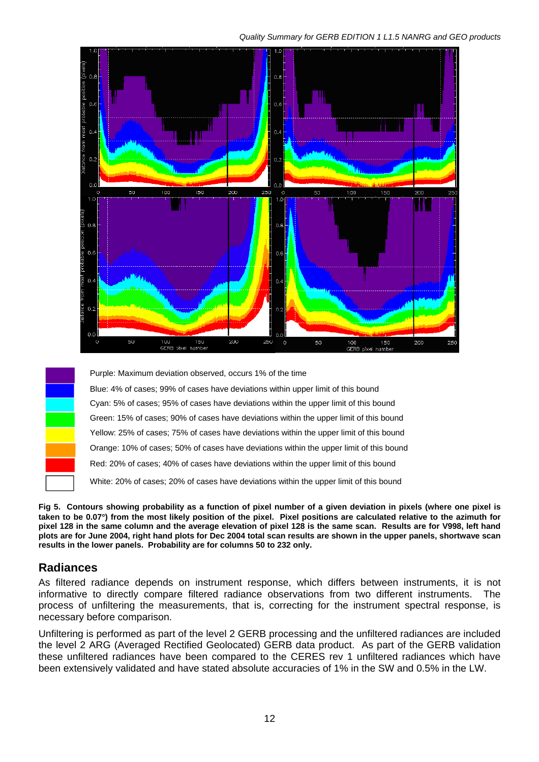Purple: Maximum deviation observed, occurs 1% of the time

Blue: 4% of cases; 99% of cases have deviations within upper limit of this bound

Cyan: 5% of cases; 95% of cases have deviations within the upper limit of this bound

Green: 15% of cases; 90% of cases have deviations within the upper limit of this bound

Yellow: 25% of cases; 75% of cases have deviations within the upper limit of this bound

Orange: 10% of cases; 50% of cases have deviations within the upper limit of this bound

Red: 20% of cases; 40% of cases have deviations within the upper limit of this bound

White: 20% of cases; 20% of cases have deviations within the upper limit of this bound

**Fig 5. Contours showing probability as a function of pixel number of a given deviation in pixels (where one pixel is taken to be 0.07°) from the most likely position of the pixel. Pixel positions are calculated relative to the azimuth for pixel 128 in the same column and the average elevation of pixel 128 is the same scan. Results are for V998, left hand plots are for June 2004, right hand plots for Dec 2004 total scan results are shown in the upper panels, shortwave scan results in the lower panels. Probability are for columns 50 to 232 only.**

## Radiances

As filtered radiance depends on instrument response, which differs between instruments, it is not informative to directly compare filtered radiance observations from two different instruments. The process of unfiltering the measurements, that is, correcting for the instrument spectral response, is necessary before comparison.

Unfiltering is performed as part of the level 2 GERB processing and the unfiltered radiances are included the level 2 ARG (Averaged Rectified Geolocated) GERB data product. As part of the GERB validation these unfiltered radiances have been compared to the CERES rev 1 unfiltered radiances which have been extensively validated and have stated absolute accuracies of 1% in the SW and 0.5% in the LW.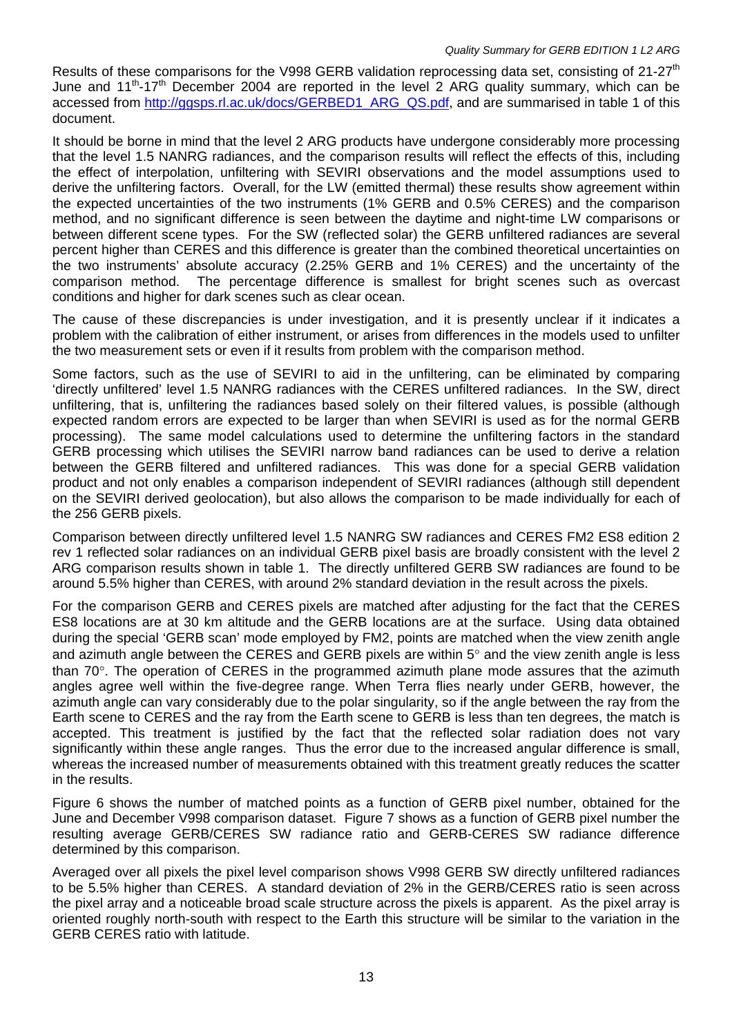Results of these comparisons for the V998 GERB validation reprocessing data set, consisting of 21-27th June and 11th-17th December 2004 are reported in the level 2 ARG quality summary, which can be accessed from http://ggsps.rl.ac.uk/docs/GERBED1_ARG_QS.pdf, and are summarised in table 1 of this document.

It should be borne in mind that the level 2 ARG products have undergone considerably more processing that the level 1.5 NANRG radiances, and the comparison results will reflect the effects of this, including the effect of interpolation, unfiltering with SEVIRI observations and the model assumptions used to derive the unfiltering factors. Overall, for the LW (emitted thermal) these results show agreement within the expected uncertainties of the two instruments (1% GERB and 0.5% CERES) and the comparison method, and no significant difference is seen between the daytime and night-time LW comparisons or between different scene types. For the SW (reflected solar) the GERB unfiltered radiances are several percent higher than CERES and this difference is greater than the combined theoretical uncertainties on the two instruments' absolute accuracy (2.25% GERB and 1% CERES) and the uncertainty of the comparison method. The percentage difference is smallest for bright scenes such as overcast conditions and higher for dark scenes such as clear ocean.

The cause of these discrepancies is under investigation, and it is presently unclear if it indicates a problem with the calibration of either instrument, or arises from differences in the models used to unfilter the two measurement sets or even if it results from problem with the comparison method.

Some factors, such as the use of SEVIRI to aid in the unfiltering, can be eliminated by comparing 'directly unfiltered' level 1.5 NANRG radiances with the CERES unfiltered radiances. In the SW, direct unfiltering, that is, unfiltering the radiances based solely on their filtered values, is possible (although expected random errors are expected to be larger than when SEVIRI is used as for the normal GERB processing). The same model calculations used to determine the unfiltering factors in the standard GERB processing which utilises the SEVIRI narrow band radiances can be used to derive a relation between the GERB filtered and unfiltered radiances. This was done for a special GERB validation product and not only enables a comparison independent of SEVIRI radiances (although still dependent on the SEVIRI derived geolocation), but also allows the comparison to be made individually for each of the 256 GERB pixels.

Comparison between directly unfiltered level 1.5 NANRG SW radiances and CERES FM2 ES8 edition 2 rev 1 reflected solar radiances on an individual GERB pixel basis are broadly consistent with the level 2 ARG comparison results shown in table 1. The directly unfiltered GERB SW radiances are found to be around 5.5% higher than CERES, with around 2% standard deviation in the result across the pixels.

For the comparison GERB and CERES pixels are matched after adjusting for the fact that the CERES ES8 locations are at 30 km altitude and the GERB locations are at the surface. Using data obtained during the special 'GERB scan' mode employed by FM2, points are matched when the view zenith angle and azimuth angle between the CERES and GERB pixels are within 5° and the view zenith angle is less than 70°. The operation of CERES in the programmed azimuth plane mode assures that the azimuth angles agree well within the five-degree range. When Terra flies nearly under GERB, however, the azimuth angle can vary considerably due to the polar singularity, so if the angle between the ray from the Earth scene to CERES and the ray from the Earth scene to GERB is less than ten degrees, the match is accepted. This treatment is justified by the fact that the reflected solar radiation does not vary significantly within these angle ranges. Thus the error due to the increased angular difference is small, whereas the increased number of measurements obtained with this treatment greatly reduces the scatter in the results.

Figure 6 shows the number of matched points as a function of GERB pixel number, obtained for the June and December V998 comparison dataset. Figure 7 shows as a function of GERB pixel number the resulting average GERB/CERES SW radiance ratio and GERB-CERES SW radiance difference determined by this comparison.

Averaged over all pixels the pixel level comparison shows V998 GERB SW directly unfiltered radiances to be 5.5% higher than CERES. A standard deviation of 2% in the GERB/CERES ratio is seen across the pixel array and a noticeable broad scale structure across the pixels is apparent. As the pixel array is oriented roughly north-south with respect to the Earth this structure will be similar to the variation in the GERB CERES ratio with latitude.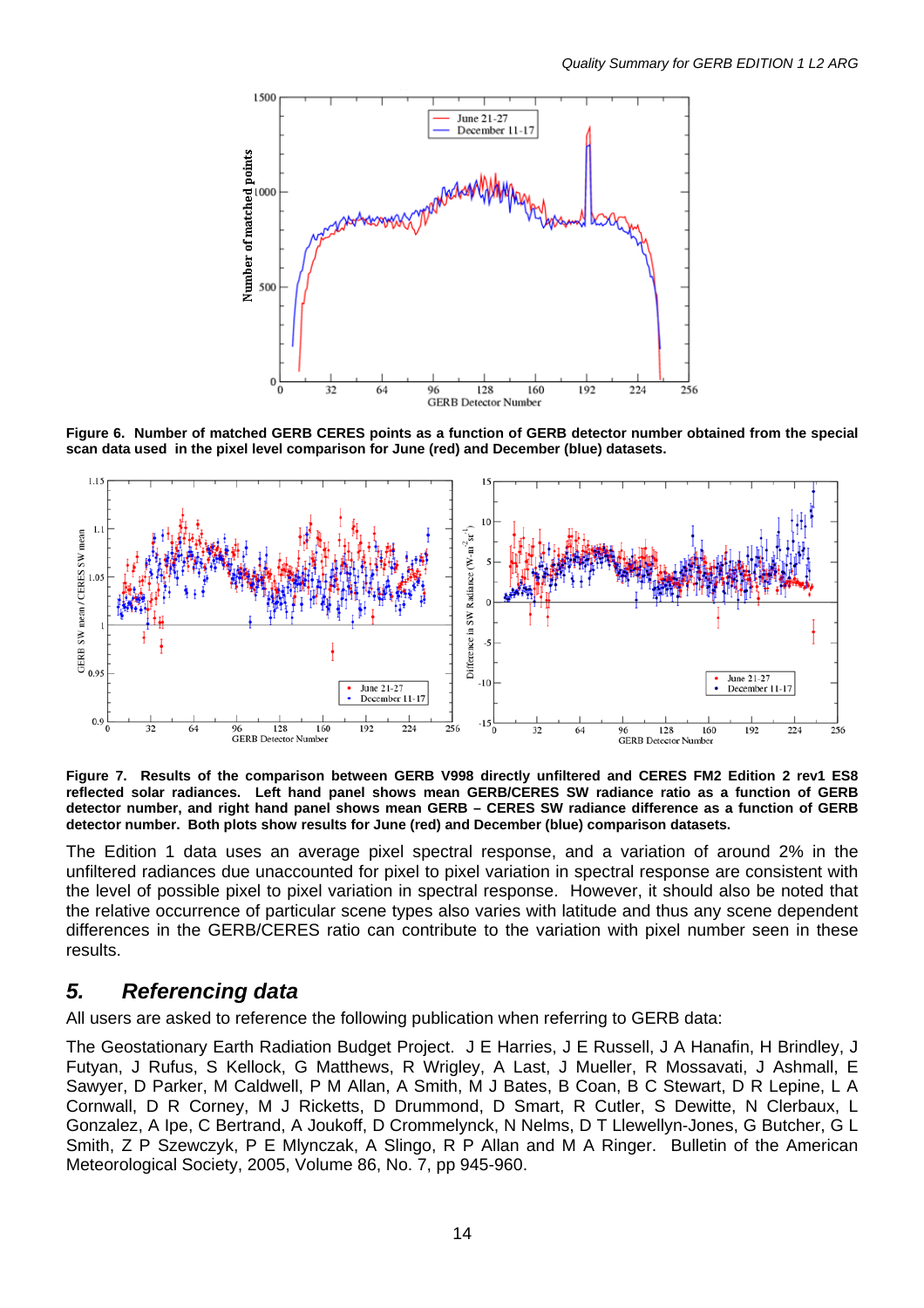**Figure 6. Number of matched GERB CERES points as a function of GERB detector number obtained from the special scan data used in the pixel level comparison for June (red) and December (blue) datasets.**

**Figure 7. Results of the comparison between GERB V998 directly unfiltered and CERES FM2 Edition 2 rev1 ES8 reflected solar radiances. Left hand panel shows mean GERB/CERES SW radiance ratio as a function of GERB detector number, and right hand panel shows mean GERB – CERES SW radiance difference as a function of GERB detector number. Both plots show results for June (red) and December (blue) comparison datasets.**

The Edition 1 data uses an average pixel spectral response, and a variation of around 2% in the unfiltered radiances due unaccounted for pixel to pixel variation in spectral response are consistent with the level of possible pixel to pixel variation in spectral response. However, it should also be noted that the relative occurrence of particular scene types also varies with latitude and thus any scene dependent differences in the GERB/CERES ratio can contribute to the variation with pixel number seen in these results.

## *5. Referencing data*

All users are asked to reference the following publication when referring to GERB data:

The Geostationary Earth Radiation Budget Project. J E Harries, J E Russell, J A Hanafin, H Brindley, J Futyan, J Rufus, S Kellock, G Matthews, R Wrigley, A Last, J Mueller, R Mossavati, J Ashmall, E Sawyer, D Parker, M Caldwell, P M Allan, A Smith, M J Bates, B Coan, B C Stewart, D R Lepine, L A Cornwall, D R Corney, M J Ricketts, D Drummond, D Smart, R Cutler, S Dewitte, N Clerbaux, L Gonzalez, A Ipe, C Bertrand, A Joukoff, D Crommelynck, N Nelms, D T Llewellyn-Jones, G Butcher, G L Smith, Z P Szewczyk, P E Mlynczak, A Slingo, R P Allan and M A Ringer. Bulletin of the American Meteorological Society, 2005, Volume 86, No. 7, pp 945-960.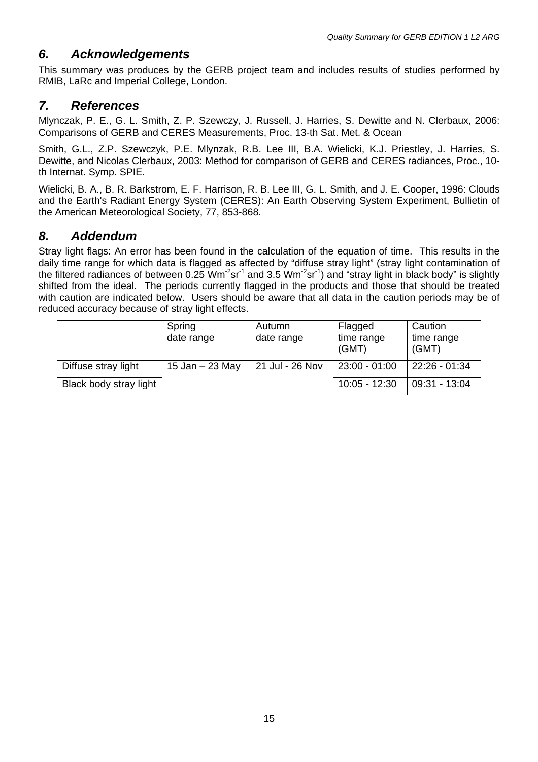## 6. Acknowledgements

This summary was produces by the GERB project team and includes results of studies performed by RMIB, LaRc and Imperial College, London.

## 7. References

Mlynczak, P. E., G. L. Smith, Z. P. Szewczy, J. Russell, J. Harries, S. Dewitte and N. Clerbaux, 2006: Comparisons of GERB and CERES Measurements, Proc. 13-th Sat. Met. & Ocean

Smith, G.L., Z.P. Szewczyk, P.E. Mlynzak, R.B. Lee III, B.A. Wielicki, K.J. Priestley, J. Harries, S. Dewitte, and Nicolas Clerbaux, 2003: Method for comparison of GERB and CERES radiances, Proc., 10-th Internat. Symp. SPIE.

Wielicki, B. A., B. R. Barkstrom, E. F. Harrison, R. B. Lee III, G. L. Smith, and J. E. Cooper, 1996: Clouds and the Earth's Radiant Energy System (CERES): An Earth Observing System Experiment, Bullietin of the American Meteorological Society, 77, 853-868.

## 8. Addendum

Stray light flags: An error has been found in the calculation of the equation of time. This results in the daily time range for which data is flagged as affected by "diffuse stray light" (stray light contamination of the filtered radiances of between 0.25 $Wm^{-2}sr^{-1}$ and 3.5 $Wm^{-2}sr^{-1}$) and "stray light in black body" is slightly shifted from the ideal. The periods currently flagged in the products and those that should be treated with caution are indicated below. Users should be aware that all data in the caution periods may be of reduced accuracy because of stray light effects.

| | Spring date range | Autumn date range | Flagged time range (GMT) | Caution time range (GMT) |
|---|---|---|---|---|
| Diffuse stray light | 15 Jan – 23 May | 21 Jul - 26 Nov | 23:00 - 01:00 | 22:26 - 01:34 |
| Black body stray light | | | 10:05 - 12:30 | 09:31 - 13:04 |